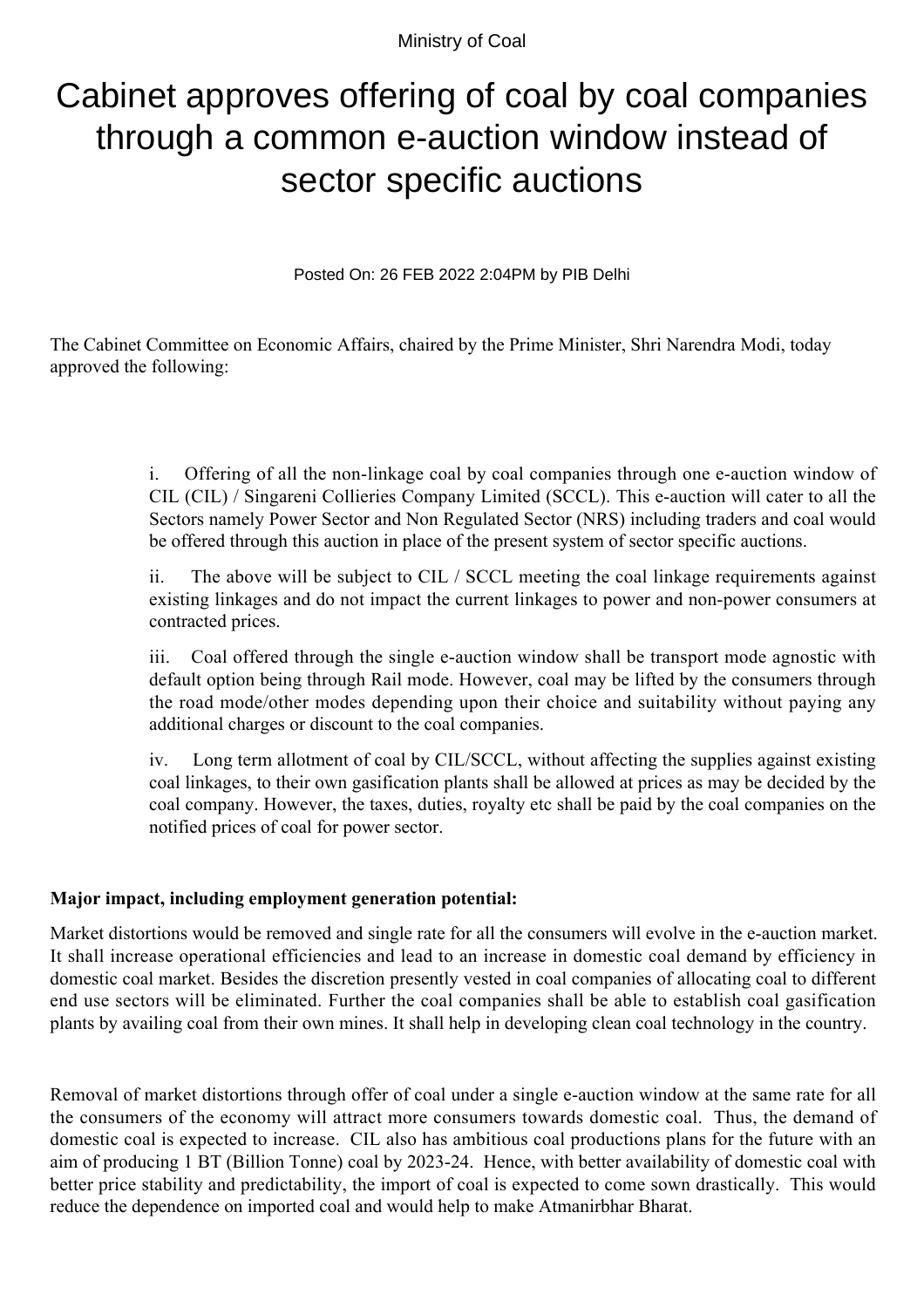Ministry of Coal

# Cabinet approves offering of coal by coal companies through a common e-auction window instead of sector specific auctions

Posted On: 26 FEB 2022 2:04PM by PIB Delhi

The Cabinet Committee on Economic Affairs, chaired by the Prime Minister, Shri Narendra Modi, today approved the following:

i. Offering of all the non-linkage coal by coal companies through one e-auction window of CIL (CIL) / Singareni Collieries Company Limited (SCCL). This e-auction will cater to all the Sectors namely Power Sector and Non Regulated Sector (NRS) including traders and coal would be offered through this auction in place of the present system of sector specific auctions.

ii. The above will be subject to CIL / SCCL meeting the coal linkage requirements against existing linkages and do not impact the current linkages to power and non-power consumers at contracted prices.

iii. Coal offered through the single e-auction window shall be transport mode agnostic with default option being through Rail mode. However, coal may be lifted by the consumers through the road mode/other modes depending upon their choice and suitability without paying any additional charges or discount to the coal companies.

iv. Long term allotment of coal by CIL/SCCL, without affecting the supplies against existing coal linkages, to their own gasification plants shall be allowed at prices as may be decided by the coal company. However, the taxes, duties, royalty etc shall be paid by the coal companies on the notified prices of coal for power sector.

**Major impact, including employment generation potential:**

Market distortions would be removed and single rate for all the consumers will evolve in the e-auction market. It shall increase operational efficiencies and lead to an increase in domestic coal demand by efficiency in domestic coal market. Besides the discretion presently vested in coal companies of allocating coal to different end use sectors will be eliminated. Further the coal companies shall be able to establish coal gasification plants by availing coal from their own mines. It shall help in developing clean coal technology in the country.

Removal of market distortions through offer of coal under a single e-auction window at the same rate for all the consumers of the economy will attract more consumers towards domestic coal. Thus, the demand of domestic coal is expected to increase. CIL also has ambitious coal productions plans for the future with an aim of producing 1 BT (Billion Tonne) coal by 2023-24. Hence, with better availability of domestic coal with better price stability and predictability, the import of coal is expected to come sown drastically. This would reduce the dependence on imported coal and would help to make Atmanirbhar Bharat.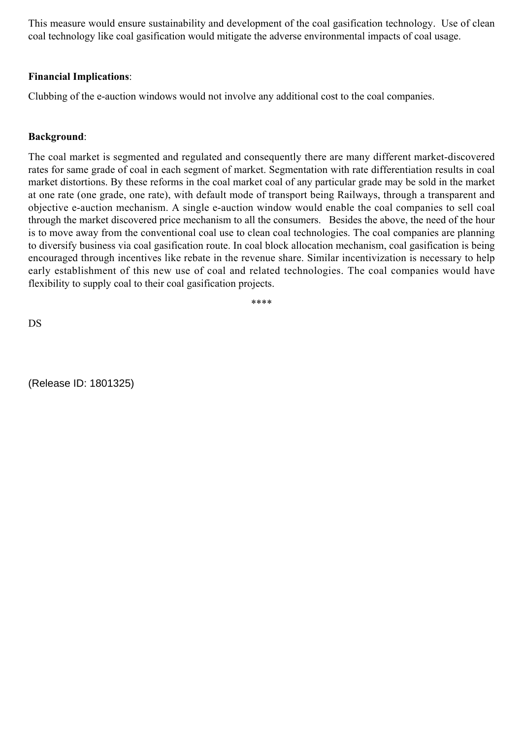This measure would ensure sustainability and development of the coal gasification technology. Use of clean coal technology like coal gasification would mitigate the adverse environmental impacts of coal usage.

**Financial Implications**:

Clubbing of the e-auction windows would not involve any additional cost to the coal companies.

**Background**:

The coal market is segmented and regulated and consequently there are many different market-discovered rates for same grade of coal in each segment of market. Segmentation with rate differentiation results in coal market distortions. By these reforms in the coal market coal of any particular grade may be sold in the market at one rate (one grade, one rate), with default mode of transport being Railways, through a transparent and objective e-auction mechanism. A single e-auction window would enable the coal companies to sell coal through the market discovered price mechanism to all the consumers. Besides the above, the need of the hour is to move away from the conventional coal use to clean coal technologies. The coal companies are planning to diversify business via coal gasification route. In coal block allocation mechanism, coal gasification is being encouraged through incentives like rebate in the revenue share. Similar incentivization is necessary to help early establishment of this new use of coal and related technologies. The coal companies would have flexibility to supply coal to their coal gasification projects.

****

DS

(Release ID: 1801325)